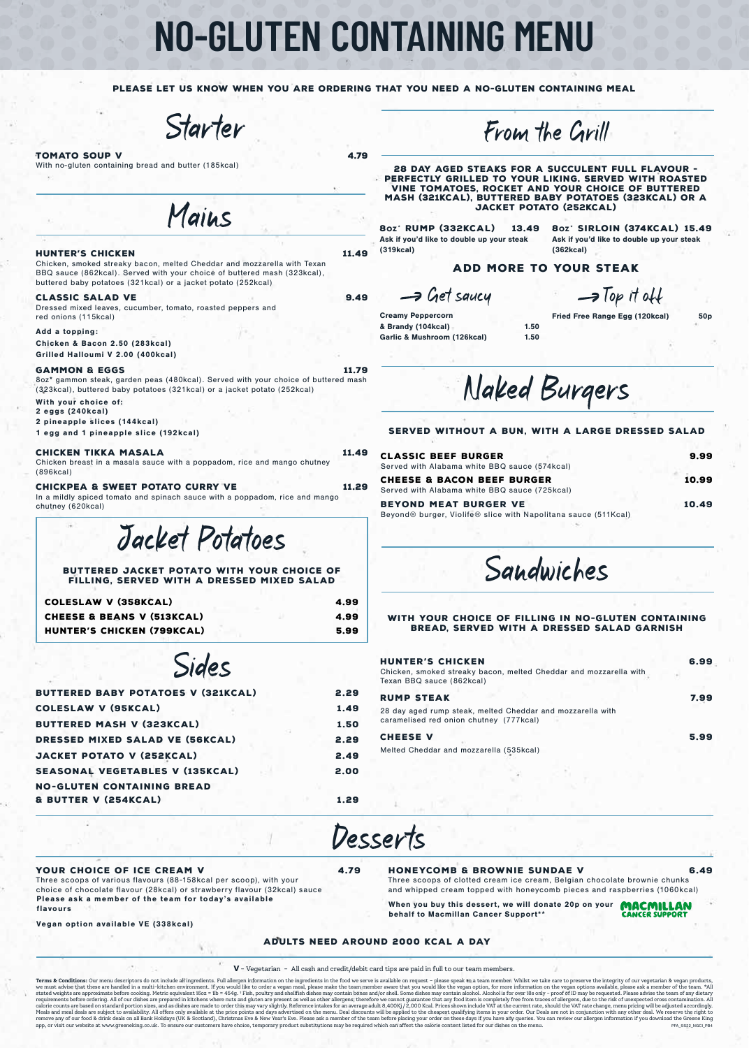# NO-GLUTEN CONTAINING MENU

**PLEASE LET US KNOW WHEN YOU ARE ORDERING THAT YOU NEED A NO-GLUTEN CONTAINING MEAL**

## Starter

**TOMATO SOUP V** — 4.79
With no-gluten containing bread and butter (185kcal)

## Mains

**HUNTER'S CHICKEN** — 11.49
Chicken, smoked streaky bacon, melted Cheddar and mozzarella with Texan BBQ sauce (862kcal). Served with your choice of buttered mash (323kcal), buttered baby potatoes (321kcal) or a jacket potato (252kcal)

**CLASSIC SALAD VE** — 9.49
Dressed mixed leaves, cucumber, tomato, roasted peppers and red onions (115kcal)

**Add a topping:**
**Chicken & Bacon 2.50 (283kcal)**
**Grilled Halloumi V 2.00 (400kcal)**

**GAMMON & EGGS** — 11.79
8oz* gammon steak, garden peas (480kcal). Served with your choice of buttered mash (323kcal), buttered baby potatoes (321kcal) or a jacket potato (252kcal)

**With your choice of:**
**2 eggs (240kcal)**
**2 pineapple slices (144kcal)**
**1 egg and 1 pineapple slice (192kcal)**

**CHICKEN TIKKA MASALA** — 11.49
Chicken breast in a masala sauce with a poppadom, rice and mango chutney (896kcal)

**CHICKPEA & SWEET POTATO CURRY VE** — 11.29
In a mildly spiced tomato and spinach sauce with a poppadom, rice and mango chutney (620kcal)

## Jacket Potatoes

**BUTTERED JACKET POTATO WITH YOUR CHOICE OF FILLING, SERVED WITH A DRESSED MIXED SALAD**

| Item | Price |
|---|---|
| COLESLAW V (358KCAL) | 4.99 |
| CHEESE & BEANS V (513KCAL) | 4.99 |
| HUNTER'S CHICKEN (799KCAL) | 5.99 |

## Sides

| Item | Price |
|---|---|
| BUTTERED BABY POTATOES V (321KCAL) | 2.29 |
| COLESLAW V (95KCAL) | 1.49 |
| BUTTERED MASH V (323KCAL) | 1.50 |
| DRESSED MIXED SALAD VE (56KCAL) | 2.29 |
| JACKET POTATO V (252KCAL) | 2.49 |
| SEASONAL VEGETABLES V (135KCAL) | 2.00 |
| NO-GLUTEN CONTAINING BREAD & BUTTER V (254KCAL) | 1.29 |

## From the Grill

**28 DAY AGED STEAKS FOR A SUCCULENT FULL FLAVOUR - PERFECTLY GRILLED TO YOUR LIKING. SERVED WITH ROASTED VINE TOMATOES, ROCKET AND YOUR CHOICE OF BUTTERED MASH (321KCAL), BUTTERED BABY POTATOES (323KCAL) OR A JACKET POTATO (252KCAL)**

**8oz* RUMP (332KCAL)** — 13.49
Ask if you'd like to double up your steak (319kcal)

**8oz* SIRLOIN (374KCAL)** — 15.49
Ask if you'd like to double up your steak (362kcal)

### ADD MORE TO YOUR STEAK

**→ Get saucy**

| Item | Price |
|---|---|
| Creamy Peppercorn & Brandy (104kcal) | 1.50 |
| Garlic & Mushroom (126kcal) | 1.50 |

**→ Top it off**

| Item | Price |
|---|---|
| Fried Free Range Egg (120kcal) | 50p |

## Naked Burgers

**SERVED WITHOUT A BUN, WITH A LARGE DRESSED SALAD**

**CLASSIC BEEF BURGER** — 9.99
Served with Alabama white BBQ sauce (574kcal)

**CHEESE & BACON BEEF BURGER** — 10.99
Served with Alabama white BBQ sauce (725kcal)

**BEYOND MEAT BURGER VE** — 10.49
Beyond® burger, Violife® slice with Napolitana sauce (511Kcal)

## Sandwiches

**WITH YOUR CHOICE OF FILLING IN NO-GLUTEN CONTAINING BREAD, SERVED WITH A DRESSED SALAD GARNISH**

**HUNTER'S CHICKEN** — 6.99
Chicken, smoked streaky bacon, melted Cheddar and mozzarella with Texan BBQ sauce (862kcal)

**RUMP STEAK** — 7.99
28 day aged rump steak, melted Cheddar and mozzarella with caramelised red onion chutney (777kcal)

**CHEESE V** — 5.99
Melted Cheddar and mozzarella (535kcal)

## Desserts

**YOUR CHOICE OF ICE CREAM V** — 4.79
Three scoops of various flavours (88-158kcal per scoop), with your choice of chocolate flavour (28kcal) or strawberry flavour (32kcal) sauce
**Please ask a member of the team for today's available flavours**

**Vegan option available VE (338kcal)**

**HONEYCOMB & BROWNIE SUNDAE V** — 6.49
Three scoops of clotted cream ice cream, Belgian chocolate brownie chunks and whipped cream topped with honeycomb pieces and raspberries (1060kcal)

**When you buy this dessert, we will donate 20p on your behalf to Macmillan Cancer Support****

MACMILLAN CANCER SUPPORT

**ADULTS NEED AROUND 2000 KCAL A DAY**

**V** - Vegetarian - All cash and credit/debit card tips are paid in full to our team members.

**Terms & Conditions:** Our menu descriptors do not include all ingredients. Full allergen information on the ingredients in the food we serve is available on request – please speak to a team member. Whilst we take care to preserve the integrity of our vegetarian & vegan products, we must advise that these are handled in a multi-kitchen environment. If you would like to order a vegan meal, please make the team member aware that you would like the vegan option, for more information on the vegan options available, please ask a member of the team. *All stated weights are approximate before cooking. Metric equivalent 16oz = 1lb = 454g. † Fish, poultry and shellfish dishes may contain bones and/or shell. Some dishes may contain alcohol. Alcohol is for over 18s only – proof of ID may be requested. Please advise the team of any dietary requirements before ordering. All of our dishes are prepared in kitchens where nuts and gluten are present as well as other allergens; therefore we cannot guarantee that any food item is completely free from traces of allergens, due to the risk of unexpected cross contamination. All calorie counts are based on standard portion sizes, and as dishes are made to order this may vary slightly. Reference intakes for an average adult 8,400KJ / 2,000 Kcal. Prices shown include VAT at the current rate, should the VAT rate change, menu pricing will be adjusted accordingly. Meals and meal deals are subject to availability. All offers only available at the price points and days advertised on the menu. Deal discounts will be applied to the cheapest qualifying items in your order. Our Deals are not in conjunction with any other deal. We reserve the right to remove any of our food & drink deals on all Bank Holidays (UK & Scotland), Christmas Eve & New Year's Eve. Please ask a member of the team before placing your order on these days if you have any queries. You can review our allergen information if you download the Greene King app, or visit our website at www.greeneking.co.uk. To ensure our customers have choice, temporary product substitutions may be required which can affect the calorie content listed for our dishes on the menu. PFA_SS22_NGC1_PB4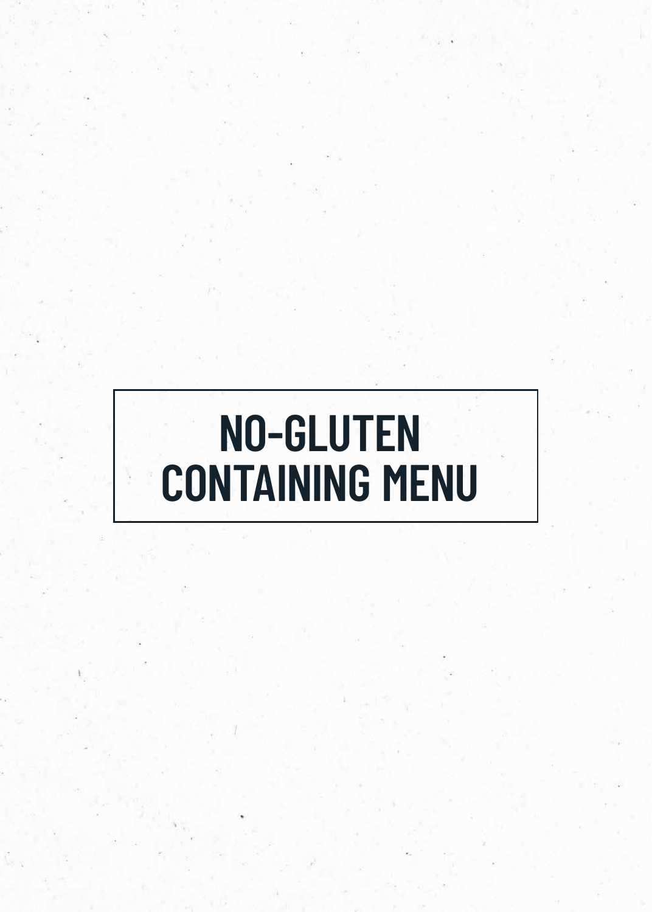# NO-GLUTEN CONTAINING MENU